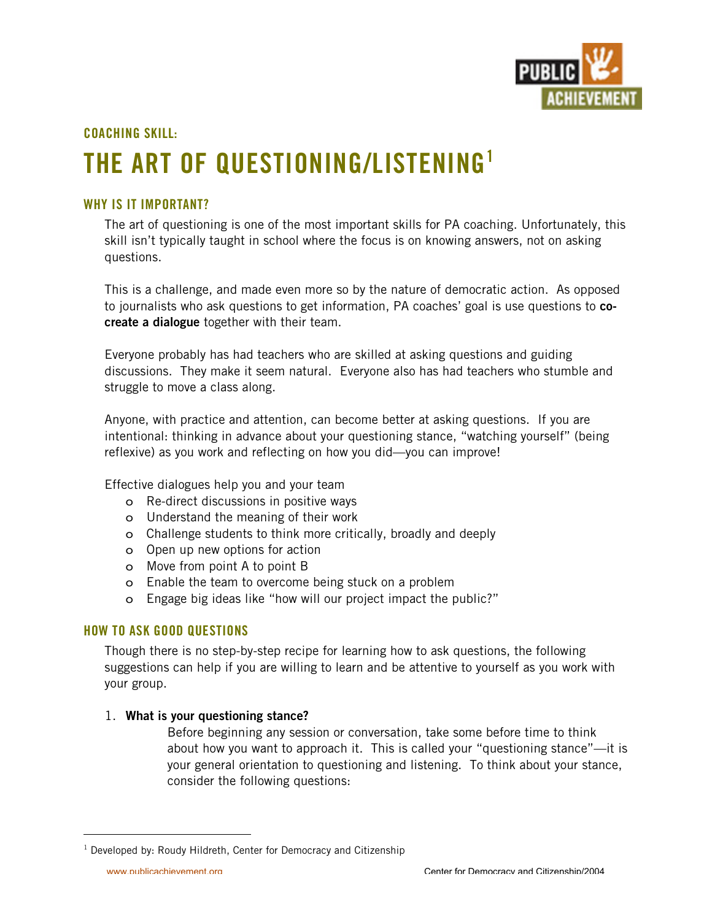COACHING SKILL:

# THE ART OF QUESTIONING/LISTENING[1]

## WHY IS IT IMPORTANT?

The art of questioning is one of the most important skills for PA coaching. Unfortunately, this skill isn't typically taught in school where the focus is on knowing answers, not on asking questions.

This is a challenge, and made even more so by the nature of democratic action. As opposed to journalists who ask questions to get information, PA coaches' goal is use questions to **co-create a dialogue** together with their team.

Everyone probably has had teachers who are skilled at asking questions and guiding discussions. They make it seem natural. Everyone also has had teachers who stumble and struggle to move a class along.

Anyone, with practice and attention, can become better at asking questions. If you are intentional: thinking in advance about your questioning stance, "watching yourself" (being reflexive) as you work and reflecting on how you did—you can improve!

Effective dialogues help you and your team

- Re-direct discussions in positive ways
- Understand the meaning of their work
- Challenge students to think more critically, broadly and deeply
- Open up new options for action
- Move from point A to point B
- Enable the team to overcome being stuck on a problem
- Engage big ideas like "how will our project impact the public?"

## HOW TO ASK GOOD QUESTIONS

Though there is no step-by-step recipe for learning how to ask questions, the following suggestions can help if you are willing to learn and be attentive to yourself as you work with your group.

1. **What is your questioning stance?**

   Before beginning any session or conversation, take some before time to think about how you want to approach it. This is called your "questioning stance"—it is your general orientation to questioning and listening. To think about your stance, consider the following questions:

[1] Developed by: Roudy Hildreth, Center for Democracy and Citizenship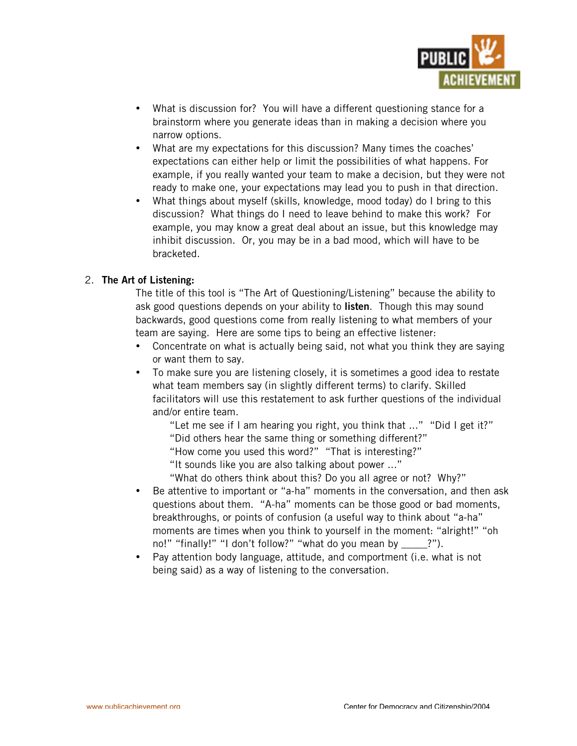- What is discussion for? You will have a different questioning stance for a brainstorm where you generate ideas than in making a decision where you narrow options.
- What are my expectations for this discussion? Many times the coaches' expectations can either help or limit the possibilities of what happens. For example, if you really wanted your team to make a decision, but they were not ready to make one, your expectations may lead you to push in that direction.
- What things about myself (skills, knowledge, mood today) do I bring to this discussion? What things do I need to leave behind to make this work? For example, you may know a great deal about an issue, but this knowledge may inhibit discussion. Or, you may be in a bad mood, which will have to be bracketed.

2. **The Art of Listening:**

   The title of this tool is "The Art of Questioning/Listening" because the ability to ask good questions depends on your ability to **listen**. Though this may sound backwards, good questions come from really listening to what members of your team are saying. Here are some tips to being an effective listener:

   - Concentrate on what is actually being said, not what you think they are saying or want them to say.
   - To make sure you are listening closely, it is sometimes a good idea to restate what team members say (in slightly different terms) to clarify. Skilled facilitators will use this restatement to ask further questions of the individual and/or entire team.

     "Let me see if I am hearing you right, you think that …" "Did I get it?"
     "Did others hear the same thing or something different?"
     "How come you used this word?" "That is interesting?"
     "It sounds like you are also talking about power …"
     "What do others think about this? Do you all agree or not? Why?"
   - Be attentive to important or "a-ha" moments in the conversation, and then ask questions about them. "A-ha" moments can be those good or bad moments, breakthroughs, or points of confusion (a useful way to think about "a-ha" moments are times when you think to yourself in the moment: "alright!" "oh no!" "finally!" "I don't follow?" "what do you mean by _____?").
   - Pay attention body language, attitude, and comportment (i.e. what is not being said) as a way of listening to the conversation.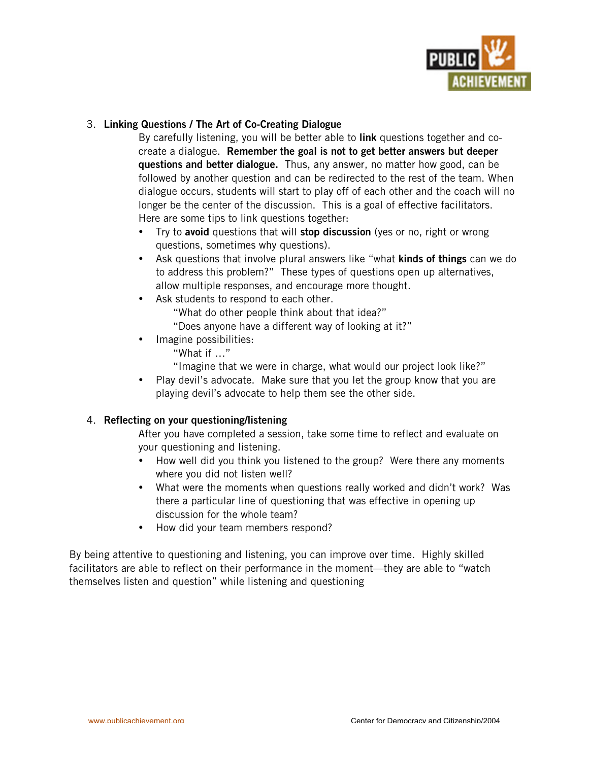3. **Linking Questions / The Art of Co-Creating Dialogue**

   By carefully listening, you will be better able to **link** questions together and co-create a dialogue. **Remember the goal is not to get better answers but deeper questions and better dialogue.** Thus, any answer, no matter how good, can be followed by another question and can be redirected to the rest of the team. When dialogue occurs, students will start to play off of each other and the coach will no longer be the center of the discussion. This is a goal of effective facilitators. Here are some tips to link questions together:

   - Try to **avoid** questions that will **stop discussion** (yes or no, right or wrong questions, sometimes why questions).
   - Ask questions that involve plural answers like "what **kinds of things** can we do to address this problem?" These types of questions open up alternatives, allow multiple responses, and encourage more thought.
   - Ask students to respond to each other.
     "What do other people think about that idea?"
     "Does anyone have a different way of looking at it?"
   - Imagine possibilities:
     "What if …"
     "Imagine that we were in charge, what would our project look like?"
   - Play devil's advocate. Make sure that you let the group know that you are playing devil's advocate to help them see the other side.

4. **Reflecting on your questioning/listening**

   After you have completed a session, take some time to reflect and evaluate on your questioning and listening.

   - How well did you think you listened to the group? Were there any moments where you did not listen well?
   - What were the moments when questions really worked and didn't work? Was there a particular line of questioning that was effective in opening up discussion for the whole team?
   - How did your team members respond?

By being attentive to questioning and listening, you can improve over time. Highly skilled facilitators are able to reflect on their performance in the moment—they are able to "watch themselves listen and question" while listening and questioning